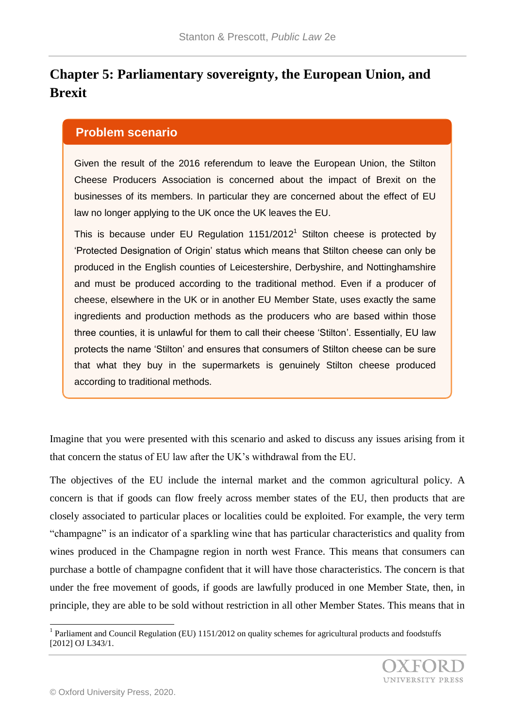# Chapter 5: Parliamentary sovereignty, the European Union, and Brexit

## Problem scenario

Given the result of the 2016 referendum to leave the European Union, the Stilton Cheese Producers Association is concerned about the impact of Brexit on the businesses of its members. In particular they are concerned about the effect of EU law no longer applying to the UK once the UK leaves the EU.

This is because under EU Regulation 1151/2012[1] Stilton cheese is protected by 'Protected Designation of Origin' status which means that Stilton cheese can only be produced in the English counties of Leicestershire, Derbyshire, and Nottinghamshire and must be produced according to the traditional method. Even if a producer of cheese, elsewhere in the UK or in another EU Member State, uses exactly the same ingredients and production methods as the producers who are based within those three counties, it is unlawful for them to call their cheese 'Stilton'. Essentially, EU law protects the name 'Stilton' and ensures that consumers of Stilton cheese can be sure that what they buy in the supermarkets is genuinely Stilton cheese produced according to traditional methods.

Imagine that you were presented with this scenario and asked to discuss any issues arising from it that concern the status of EU law after the UK's withdrawal from the EU.

The objectives of the EU include the internal market and the common agricultural policy. A concern is that if goods can flow freely across member states of the EU, then products that are closely associated to particular places or localities could be exploited. For example, the very term "champagne" is an indicator of a sparkling wine that has particular characteristics and quality from wines produced in the Champagne region in north west France. This means that consumers can purchase a bottle of champagne confident that it will have those characteristics. The concern is that under the free movement of goods, if goods are lawfully produced in one Member State, then, in principle, they are able to be sold without restriction in all other Member States. This means that in

[1] Parliament and Council Regulation (EU) 1151/2012 on quality schemes for agricultural products and foodstuffs [2012] OJ L343/1.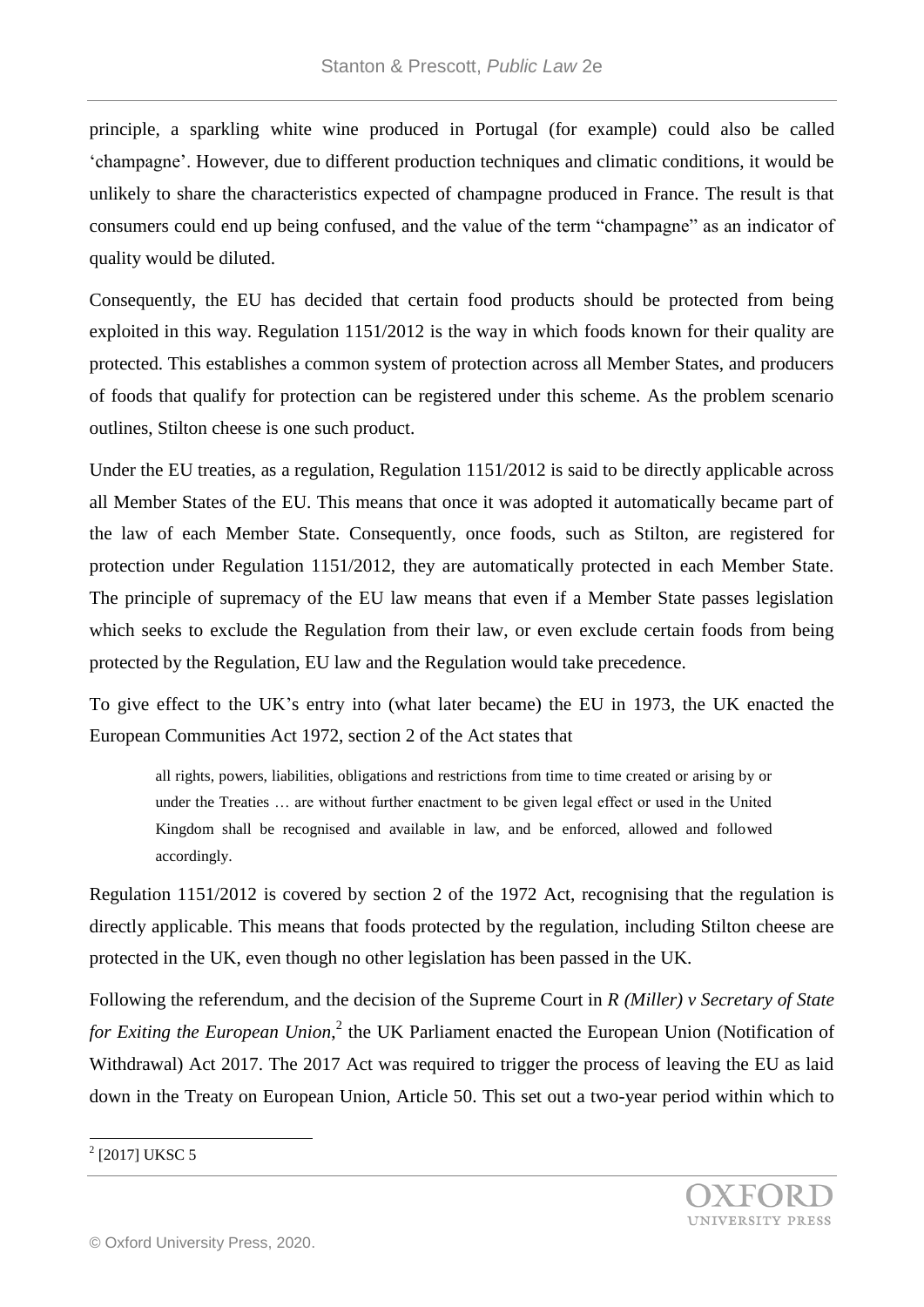principle, a sparkling white wine produced in Portugal (for example) could also be called 'champagne'. However, due to different production techniques and climatic conditions, it would be unlikely to share the characteristics expected of champagne produced in France. The result is that consumers could end up being confused, and the value of the term "champagne" as an indicator of quality would be diluted.

Consequently, the EU has decided that certain food products should be protected from being exploited in this way. Regulation 1151/2012 is the way in which foods known for their quality are protected. This establishes a common system of protection across all Member States, and producers of foods that qualify for protection can be registered under this scheme. As the problem scenario outlines, Stilton cheese is one such product.

Under the EU treaties, as a regulation, Regulation 1151/2012 is said to be directly applicable across all Member States of the EU. This means that once it was adopted it automatically became part of the law of each Member State. Consequently, once foods, such as Stilton, are registered for protection under Regulation 1151/2012, they are automatically protected in each Member State. The principle of supremacy of the EU law means that even if a Member State passes legislation which seeks to exclude the Regulation from their law, or even exclude certain foods from being protected by the Regulation, EU law and the Regulation would take precedence.

To give effect to the UK's entry into (what later became) the EU in 1973, the UK enacted the European Communities Act 1972, section 2 of the Act states that

> all rights, powers, liabilities, obligations and restrictions from time to time created or arising by or under the Treaties … are without further enactment to be given legal effect or used in the United Kingdom shall be recognised and available in law, and be enforced, allowed and followed accordingly.

Regulation 1151/2012 is covered by section 2 of the 1972 Act, recognising that the regulation is directly applicable. This means that foods protected by the regulation, including Stilton cheese are protected in the UK, even though no other legislation has been passed in the UK.

Following the referendum, and the decision of the Supreme Court in *R (Miller) v Secretary of State for Exiting the European Union*,[2] the UK Parliament enacted the European Union (Notification of Withdrawal) Act 2017. The 2017 Act was required to trigger the process of leaving the EU as laid down in the Treaty on European Union, Article 50. This set out a two-year period within which to

[2] [2017] UKSC 5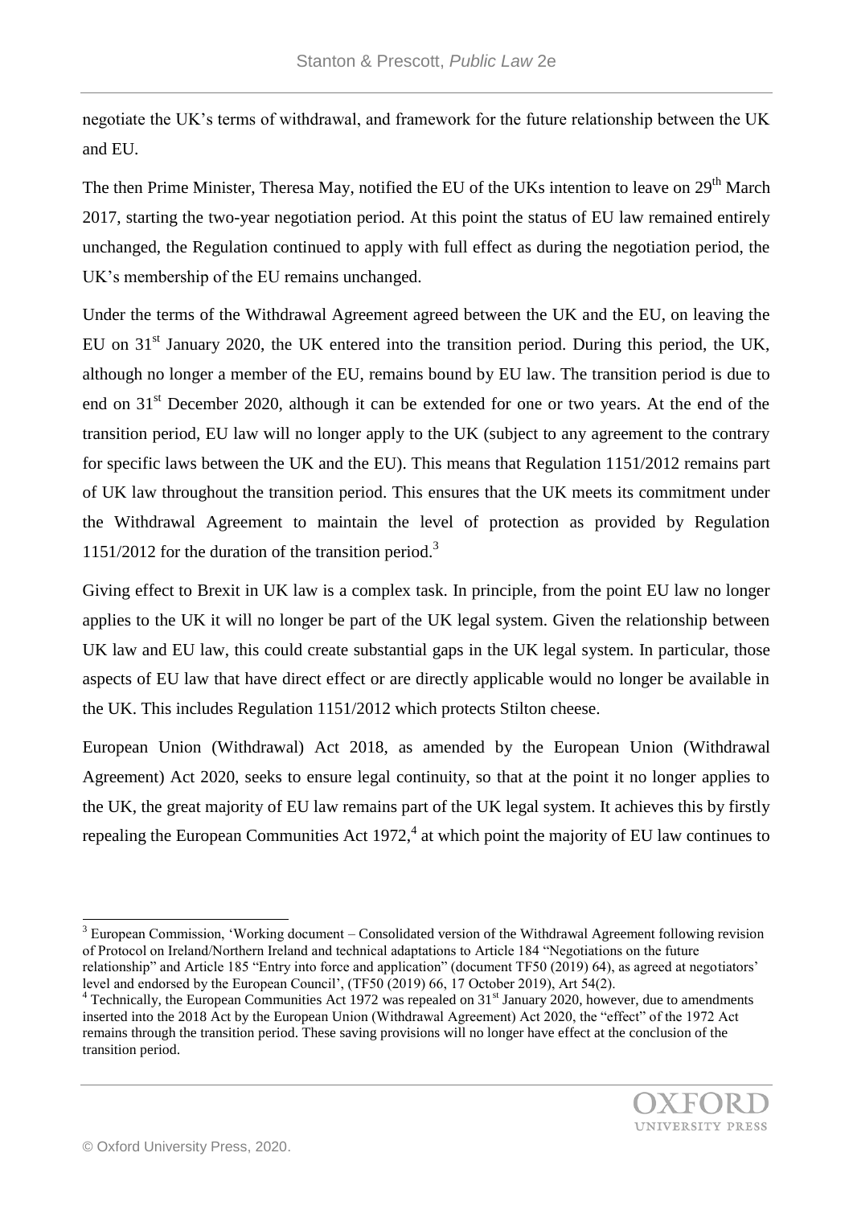negotiate the UK's terms of withdrawal, and framework for the future relationship between the UK and EU.

The then Prime Minister, Theresa May, notified the EU of the UKs intention to leave on 29th March 2017, starting the two-year negotiation period. At this point the status of EU law remained entirely unchanged, the Regulation continued to apply with full effect as during the negotiation period, the UK's membership of the EU remains unchanged.

Under the terms of the Withdrawal Agreement agreed between the UK and the EU, on leaving the EU on 31st January 2020, the UK entered into the transition period. During this period, the UK, although no longer a member of the EU, remains bound by EU law. The transition period is due to end on 31st December 2020, although it can be extended for one or two years. At the end of the transition period, EU law will no longer apply to the UK (subject to any agreement to the contrary for specific laws between the UK and the EU). This means that Regulation 1151/2012 remains part of UK law throughout the transition period. This ensures that the UK meets its commitment under the Withdrawal Agreement to maintain the level of protection as provided by Regulation 1151/2012 for the duration of the transition period.[3]

Giving effect to Brexit in UK law is a complex task. In principle, from the point EU law no longer applies to the UK it will no longer be part of the UK legal system. Given the relationship between UK law and EU law, this could create substantial gaps in the UK legal system. In particular, those aspects of EU law that have direct effect or are directly applicable would no longer be available in the UK. This includes Regulation 1151/2012 which protects Stilton cheese.

European Union (Withdrawal) Act 2018, as amended by the European Union (Withdrawal Agreement) Act 2020, seeks to ensure legal continuity, so that at the point it no longer applies to the UK, the great majority of EU law remains part of the UK legal system. It achieves this by firstly repealing the European Communities Act 1972,[4] at which point the majority of EU law continues to

---

[3] European Commission, 'Working document – Consolidated version of the Withdrawal Agreement following revision of Protocol on Ireland/Northern Ireland and technical adaptations to Article 184 "Negotiations on the future relationship" and Article 185 "Entry into force and application" (document TF50 (2019) 64), as agreed at negotiators' level and endorsed by the European Council', (TF50 (2019) 66, 17 October 2019), Art 54(2).

[4] Technically, the European Communities Act 1972 was repealed on 31st January 2020, however, due to amendments inserted into the 2018 Act by the European Union (Withdrawal Agreement) Act 2020, the "effect" of the 1972 Act remains through the transition period. These saving provisions will no longer have effect at the conclusion of the transition period.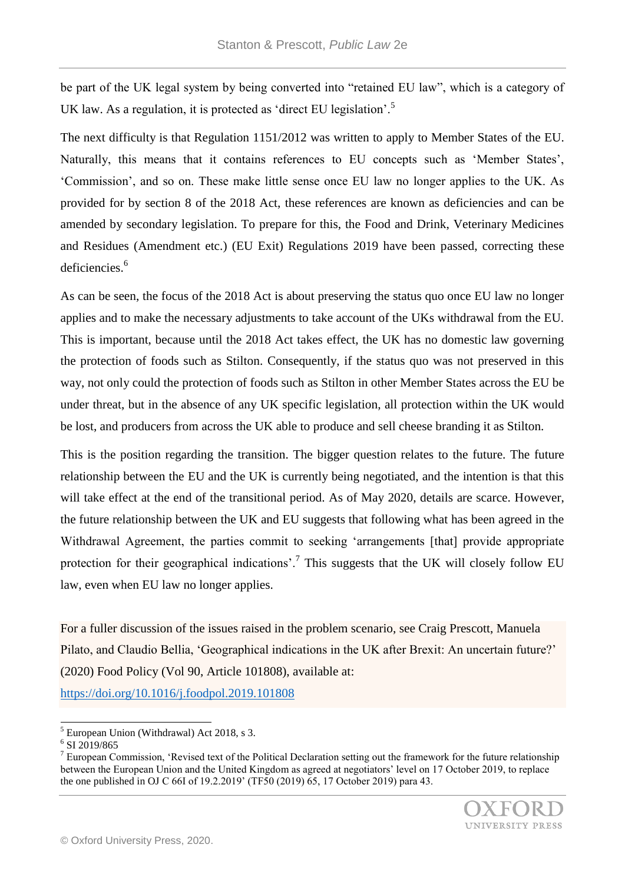be part of the UK legal system by being converted into "retained EU law", which is a category of UK law. As a regulation, it is protected as 'direct EU legislation'.[5]

The next difficulty is that Regulation 1151/2012 was written to apply to Member States of the EU. Naturally, this means that it contains references to EU concepts such as 'Member States', 'Commission', and so on. These make little sense once EU law no longer applies to the UK. As provided for by section 8 of the 2018 Act, these references are known as deficiencies and can be amended by secondary legislation. To prepare for this, the Food and Drink, Veterinary Medicines and Residues (Amendment etc.) (EU Exit) Regulations 2019 have been passed, correcting these deficiencies.[6]

As can be seen, the focus of the 2018 Act is about preserving the status quo once EU law no longer applies and to make the necessary adjustments to take account of the UKs withdrawal from the EU. This is important, because until the 2018 Act takes effect, the UK has no domestic law governing the protection of foods such as Stilton. Consequently, if the status quo was not preserved in this way, not only could the protection of foods such as Stilton in other Member States across the EU be under threat, but in the absence of any UK specific legislation, all protection within the UK would be lost, and producers from across the UK able to produce and sell cheese branding it as Stilton.

This is the position regarding the transition. The bigger question relates to the future. The future relationship between the EU and the UK is currently being negotiated, and the intention is that this will take effect at the end of the transitional period. As of May 2020, details are scarce. However, the future relationship between the UK and EU suggests that following what has been agreed in the Withdrawal Agreement, the parties commit to seeking 'arrangements [that] provide appropriate protection for their geographical indications'.[7] This suggests that the UK will closely follow EU law, even when EU law no longer applies.

For a fuller discussion of the issues raised in the problem scenario, see Craig Prescott, Manuela Pilato, and Claudio Bellia, 'Geographical indications in the UK after Brexit: An uncertain future?' (2020) Food Policy (Vol 90, Article 101808), available at: https://doi.org/10.1016/j.foodpol.2019.101808

---

[5] European Union (Withdrawal) Act 2018, s 3.

[6] SI 2019/865

[7] European Commission, 'Revised text of the Political Declaration setting out the framework for the future relationship between the European Union and the United Kingdom as agreed at negotiators' level on 17 October 2019, to replace the one published in OJ C 66I of 19.2.2019' (TF50 (2019) 65, 17 October 2019) para 43.